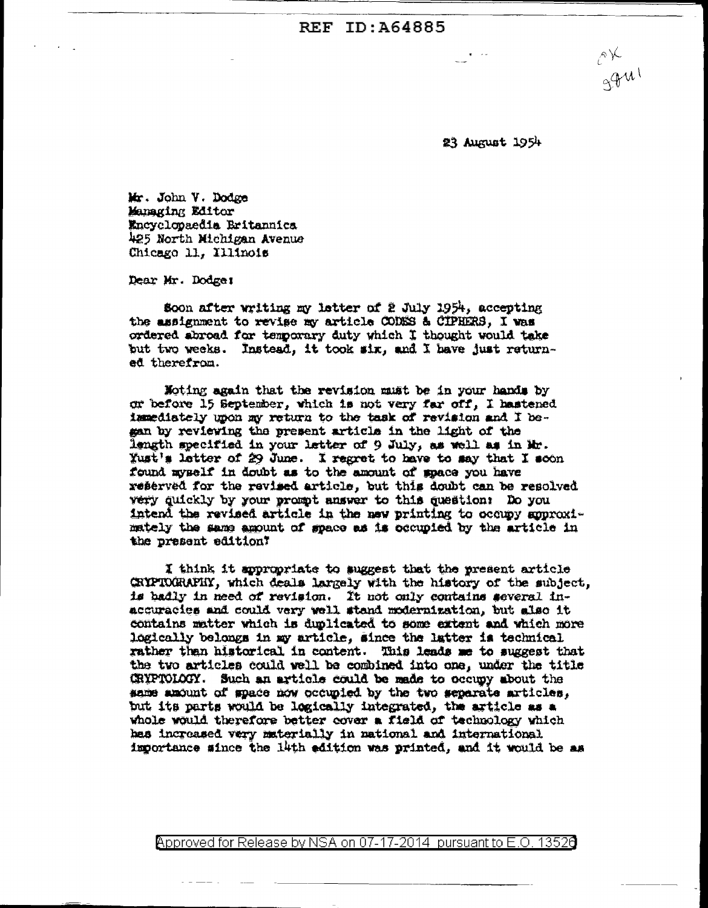23 August 1954

Mr. John V. Dodge
Managing Editor
Encyclopaedia Britannica
425 North Michigan Avenue
Chicago 11, Illinois

Dear Mr. Dodge:

Soon after writing my letter of 2 July 1954, accepting the assignment to revise my article CODES & CIPHERS, I was ordered abroad for temporary duty which I thought would take but two weeks. Instead, it took six, and I have just returned therefrom.

Noting again that the revision must be in your hands by or before 15 September, which is not very far off, I hastened immediately upon my return to the task of revision and I began by reviewing the present article in the light of the length specified in your letter of 9 July, as well as in Mr. Yust's letter of 29 June. I regret to have to say that I soon found myself in doubt as to the amount of space you have reserved for the revised article, but this doubt can be resolved very quickly by your prompt answer to this question: Do you intend the revised article in the new printing to occupy approximately the same amount of space as is occupied by the article in the present edition?

I think it appropriate to suggest that the present article CRYPTOGRAPHY, which deals largely with the history of the subject, is badly in need of revision. It not only contains several inaccuracies and could very well stand modernization, but also it contains matter which is duplicated to some extent and which more logically belongs in my article, since the latter is technical rather than historical in content. This leads me to suggest that the two articles could well be combined into one, under the title CRYPTOLOGY. Such an article could be made to occupy about the same amount of space now occupied by the two separate articles, but its parts would be logically integrated, the article as a whole would therefore better cover a field of technology which has increased very materially in national and international importance since the 14th edition was printed, and it would be as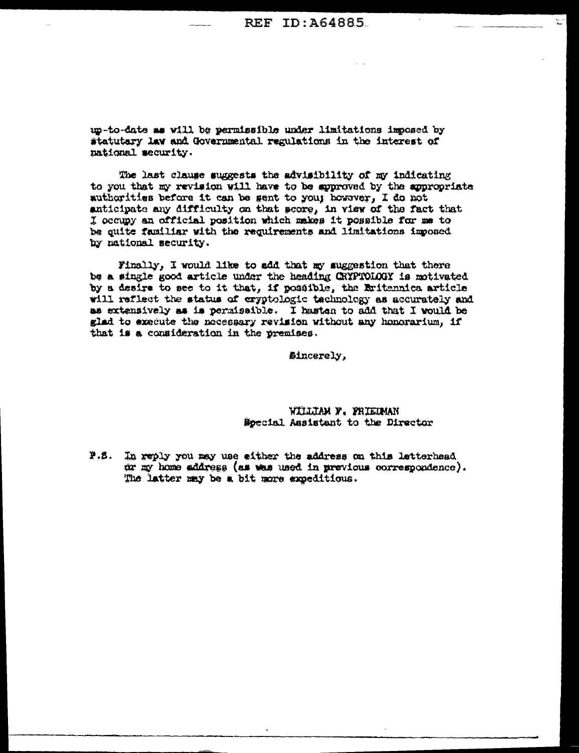up-to-date as will be permissible under limitations imposed by statutary law and Governmental regulations in the interest of national security.

The last clause suggests the advisibility of my indicating to you that my revision will have to be approved by the appropriate authorities before it can be sent to you; however, I do not anticipate any difficulty on that score, in view of the fact that I occupy an official position which makes it possible for me to be quite familiar with the requirements and limitations imposed by national security.

Finally, I would like to add that my suggestion that there be a single good article under the heading CRYPTOLOGY is motivated by a desire to see to it that, if possible, the Britannica article will reflect the status of cryptologic technology as accurately and as extensively as is permissible. I hasten to add that I would be glad to execute the necessary revision without any honorarium, if that is a consideration in the premises.

Sincerely,

WILLIAM F. FRIEDMAN
Special Assistant to the Director

P.S. In reply you may use either the address on this letterhead or my home address (as was used in previous correspondence). The latter may be a bit more expeditious.